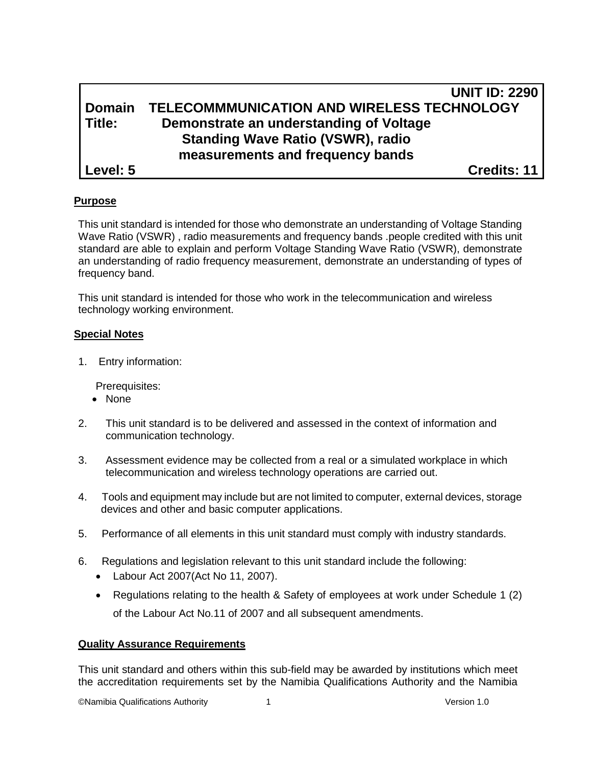**UNIT ID: 2290**

**Domain TELECOMMMUNICATION AND WIRELESS TECHNOLOGY**

**Title: Demonstrate an understanding of Voltage Standing Wave Ratio (VSWR), radio measurements and frequency bands**

**Level: 5** **Credits: 11**

## Purpose

This unit standard is intended for those who demonstrate an understanding of Voltage Standing Wave Ratio (VSWR) , radio measurements and frequency bands .people credited with this unit standard are able to explain and perform Voltage Standing Wave Ratio (VSWR), demonstrate an understanding of radio frequency measurement, demonstrate an understanding of types of frequency band.

This unit standard is intended for those who work in the telecommunication and wireless technology working environment.

## Special Notes

1. Entry information:

   Prerequisites:
   - None

2. This unit standard is to be delivered and assessed in the context of information and communication technology.

3. Assessment evidence may be collected from a real or a simulated workplace in which telecommunication and wireless technology operations are carried out.

4. Tools and equipment may include but are not limited to computer, external devices, storage devices and other and basic computer applications.

5. Performance of all elements in this unit standard must comply with industry standards.

6. Regulations and legislation relevant to this unit standard include the following:
   - Labour Act 2007(Act No 11, 2007).
   - Regulations relating to the health & Safety of employees at work under Schedule 1 (2) of the Labour Act No.11 of 2007 and all subsequent amendments.

## Quality Assurance Requirements

This unit standard and others within this sub-field may be awarded by institutions which meet the accreditation requirements set by the Namibia Qualifications Authority and the Namibia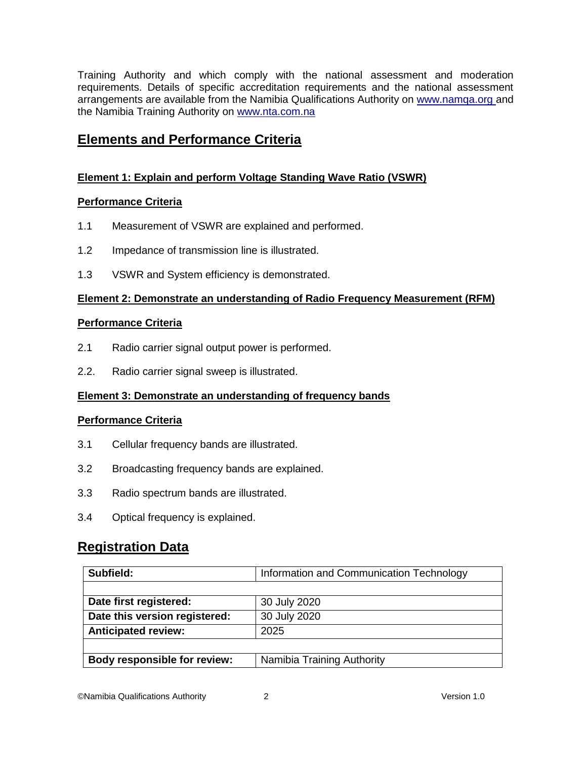Training Authority and which comply with the national assessment and moderation requirements. Details of specific accreditation requirements and the national assessment arrangements are available from the Namibia Qualifications Authority on www.namqa.org and the Namibia Training Authority on www.nta.com.na

## Elements and Performance Criteria

**Element 1: Explain and perform Voltage Standing Wave Ratio (VSWR)**

**Performance Criteria**

1.1 Measurement of VSWR are explained and performed.

1.2 Impedance of transmission line is illustrated.

1.3 VSWR and System efficiency is demonstrated.

**Element 2: Demonstrate an understanding of Radio Frequency Measurement (RFM)**

**Performance Criteria**

2.1 Radio carrier signal output power is performed.

2.2. Radio carrier signal sweep is illustrated.

**Element 3: Demonstrate an understanding of frequency bands**

**Performance Criteria**

3.1 Cellular frequency bands are illustrated.

3.2 Broadcasting frequency bands are explained.

3.3 Radio spectrum bands are illustrated.

3.4 Optical frequency is explained.

## Registration Data

| | |
|---|---|
| **Subfield:** | Information and Communication Technology |
| | |
| **Date first registered:** | 30 July 2020 |
| **Date this version registered:** | 30 July 2020 |
| **Anticipated review:** | 2025 |
| | |
| **Body responsible for review:** | Namibia Training Authority |